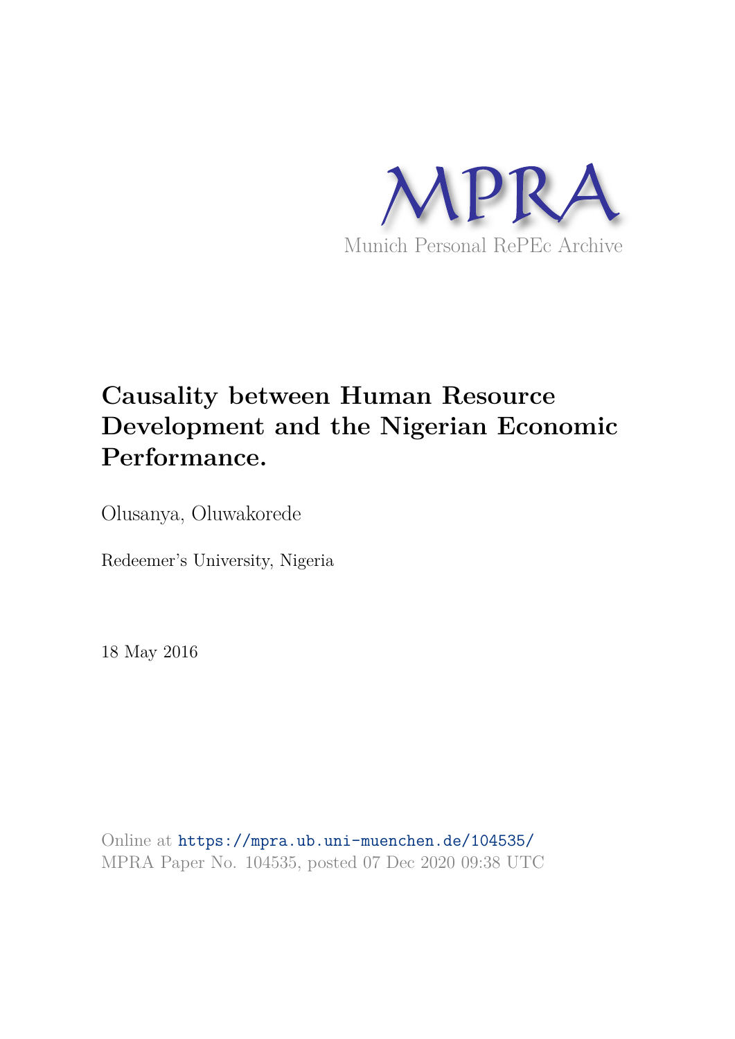MPRA

Munich Personal RePEc Archive

# Causality between Human Resource Development and the Nigerian Economic Performance.

Olusanya, Oluwakorede

Redeemer's University, Nigeria

18 May 2016

Online at https://mpra.ub.uni-muenchen.de/104535/
MPRA Paper No. 104535, posted 07 Dec 2020 09:38 UTC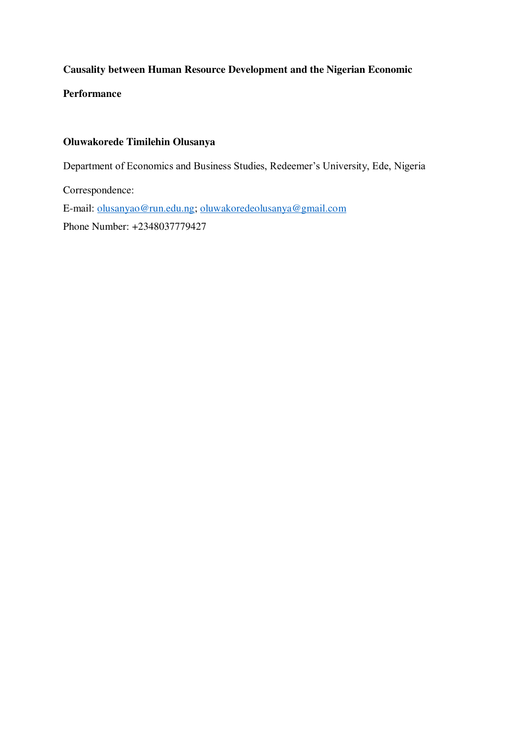**Causality between Human Resource Development and the Nigerian Economic Performance**

**Oluwakorede Timilehin Olusanya**

Department of Economics and Business Studies, Redeemer's University, Ede, Nigeria

Correspondence:

E-mail: olusanyao@run.edu.ng; oluwakoredeolusanya@gmail.com

Phone Number: +2348037779427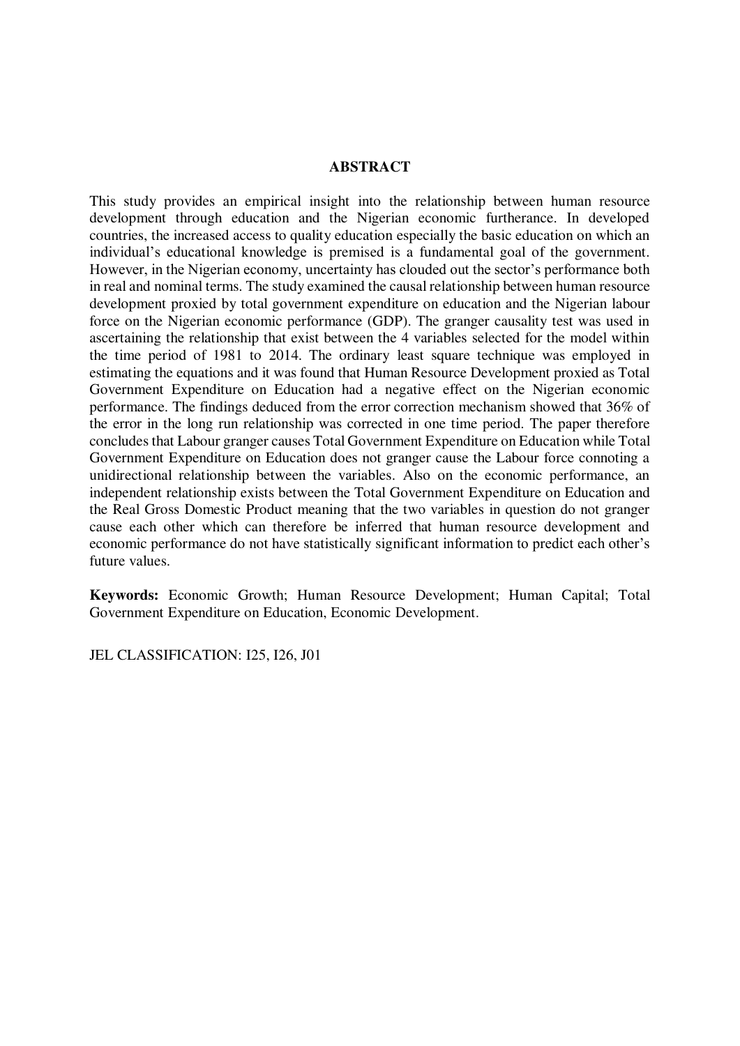## ABSTRACT

This study provides an empirical insight into the relationship between human resource development through education and the Nigerian economic furtherance. In developed countries, the increased access to quality education especially the basic education on which an individual's educational knowledge is premised is a fundamental goal of the government. However, in the Nigerian economy, uncertainty has clouded out the sector's performance both in real and nominal terms. The study examined the causal relationship between human resource development proxied by total government expenditure on education and the Nigerian labour force on the Nigerian economic performance (GDP). The granger causality test was used in ascertaining the relationship that exist between the 4 variables selected for the model within the time period of 1981 to 2014. The ordinary least square technique was employed in estimating the equations and it was found that Human Resource Development proxied as Total Government Expenditure on Education had a negative effect on the Nigerian economic performance. The findings deduced from the error correction mechanism showed that 36% of the error in the long run relationship was corrected in one time period. The paper therefore concludes that Labour granger causes Total Government Expenditure on Education while Total Government Expenditure on Education does not granger cause the Labour force connoting a unidirectional relationship between the variables. Also on the economic performance, an independent relationship exists between the Total Government Expenditure on Education and the Real Gross Domestic Product meaning that the two variables in question do not granger cause each other which can therefore be inferred that human resource development and economic performance do not have statistically significant information to predict each other's future values.

**Keywords:** Economic Growth; Human Resource Development; Human Capital; Total Government Expenditure on Education, Economic Development.

JEL CLASSIFICATION: I25, I26, J01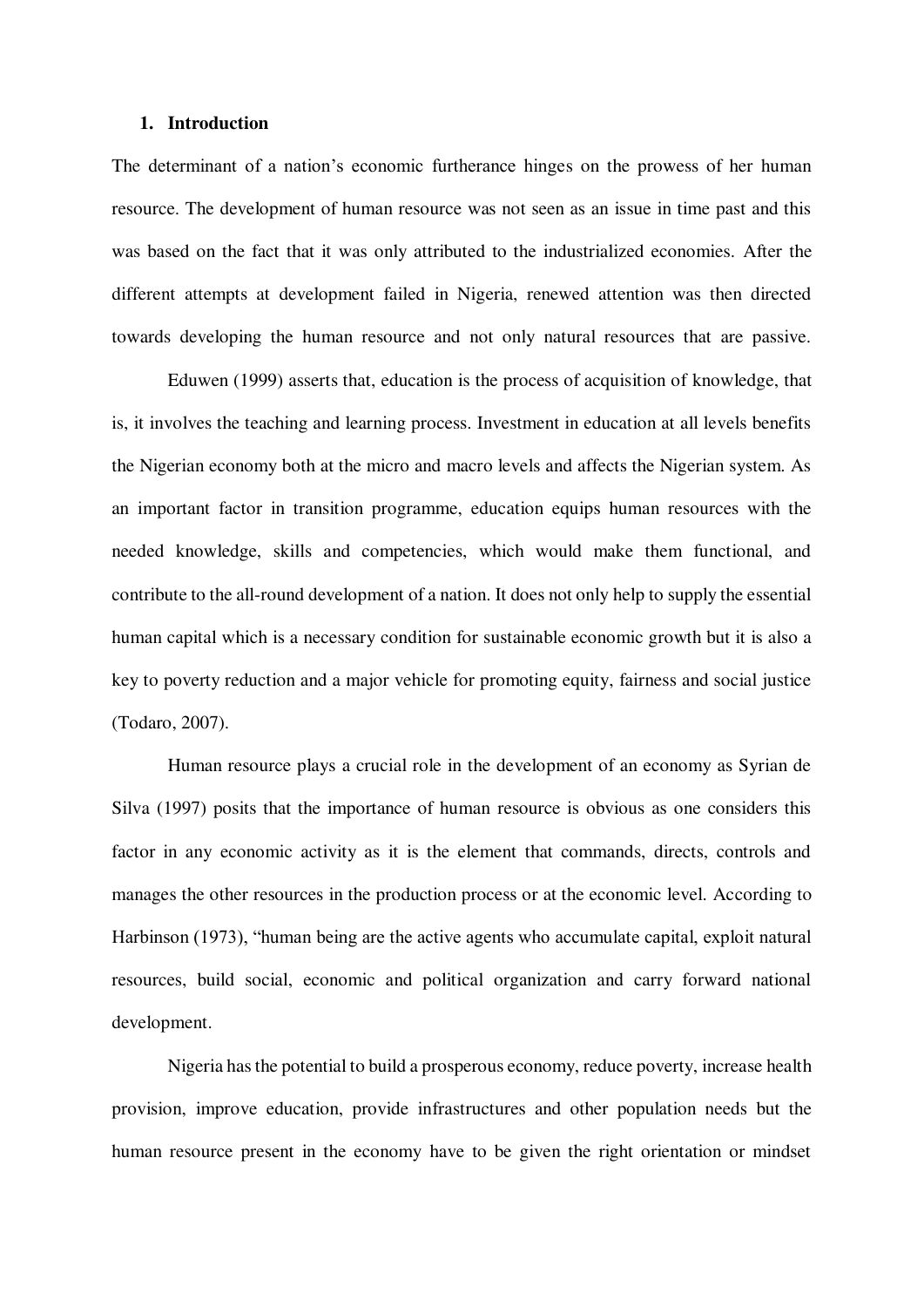## 1. Introduction

The determinant of a nation's economic furtherance hinges on the prowess of her human resource. The development of human resource was not seen as an issue in time past and this was based on the fact that it was only attributed to the industrialized economies. After the different attempts at development failed in Nigeria, renewed attention was then directed towards developing the human resource and not only natural resources that are passive.

Eduwen (1999) asserts that, education is the process of acquisition of knowledge, that is, it involves the teaching and learning process. Investment in education at all levels benefits the Nigerian economy both at the micro and macro levels and affects the Nigerian system. As an important factor in transition programme, education equips human resources with the needed knowledge, skills and competencies, which would make them functional, and contribute to the all-round development of a nation. It does not only help to supply the essential human capital which is a necessary condition for sustainable economic growth but it is also a key to poverty reduction and a major vehicle for promoting equity, fairness and social justice (Todaro, 2007).

Human resource plays a crucial role in the development of an economy as Syrian de Silva (1997) posits that the importance of human resource is obvious as one considers this factor in any economic activity as it is the element that commands, directs, controls and manages the other resources in the production process or at the economic level. According to Harbinson (1973), "human being are the active agents who accumulate capital, exploit natural resources, build social, economic and political organization and carry forward national development.

Nigeria has the potential to build a prosperous economy, reduce poverty, increase health provision, improve education, provide infrastructures and other population needs but the human resource present in the economy have to be given the right orientation or mindset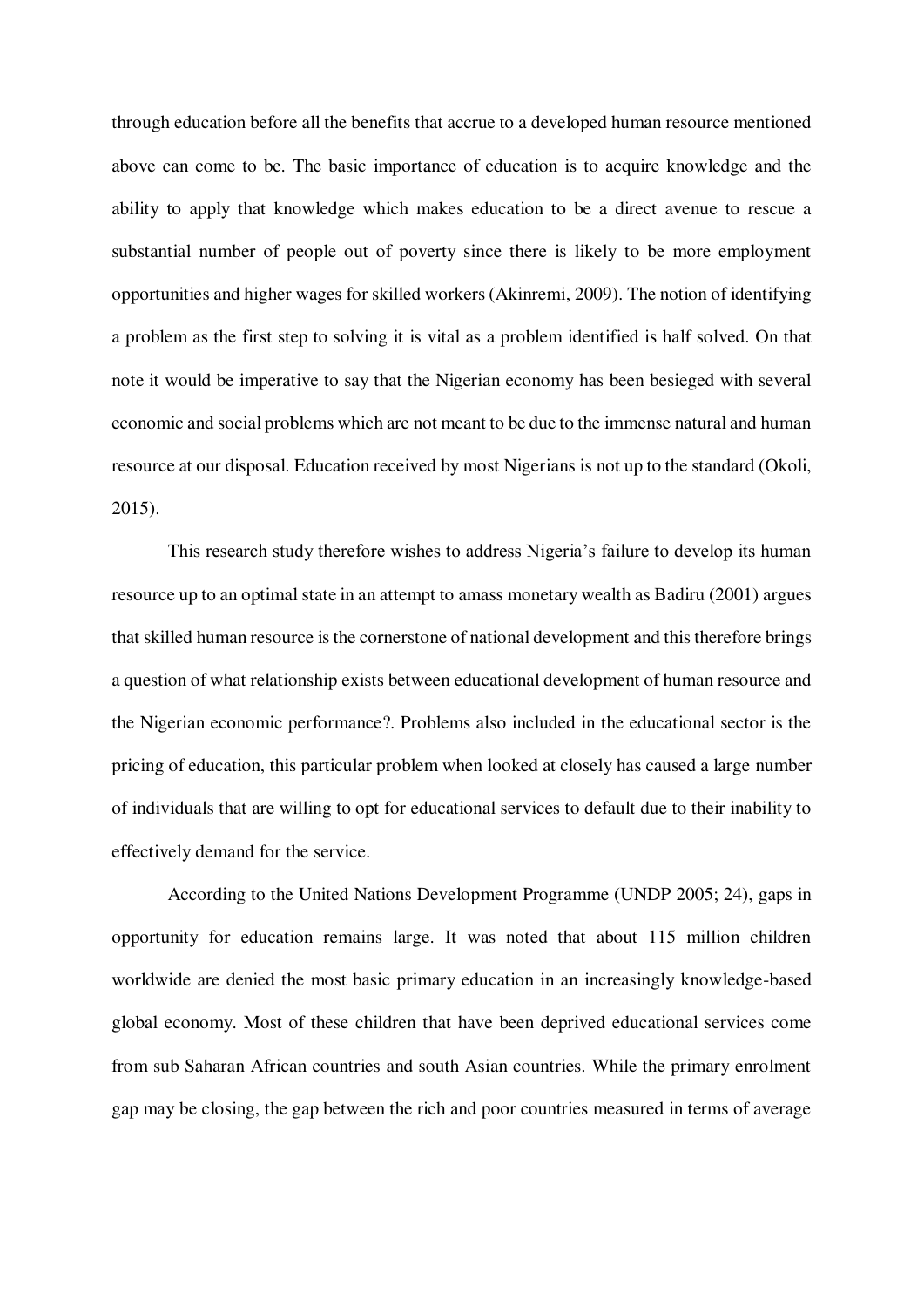through education before all the benefits that accrue to a developed human resource mentioned above can come to be. The basic importance of education is to acquire knowledge and the ability to apply that knowledge which makes education to be a direct avenue to rescue a substantial number of people out of poverty since there is likely to be more employment opportunities and higher wages for skilled workers (Akinremi, 2009). The notion of identifying a problem as the first step to solving it is vital as a problem identified is half solved. On that note it would be imperative to say that the Nigerian economy has been besieged with several economic and social problems which are not meant to be due to the immense natural and human resource at our disposal. Education received by most Nigerians is not up to the standard (Okoli, 2015).

This research study therefore wishes to address Nigeria's failure to develop its human resource up to an optimal state in an attempt to amass monetary wealth as Badiru (2001) argues that skilled human resource is the cornerstone of national development and this therefore brings a question of what relationship exists between educational development of human resource and the Nigerian economic performance?. Problems also included in the educational sector is the pricing of education, this particular problem when looked at closely has caused a large number of individuals that are willing to opt for educational services to default due to their inability to effectively demand for the service.

According to the United Nations Development Programme (UNDP 2005; 24), gaps in opportunity for education remains large. It was noted that about 115 million children worldwide are denied the most basic primary education in an increasingly knowledge-based global economy. Most of these children that have been deprived educational services come from sub Saharan African countries and south Asian countries. While the primary enrolment gap may be closing, the gap between the rich and poor countries measured in terms of average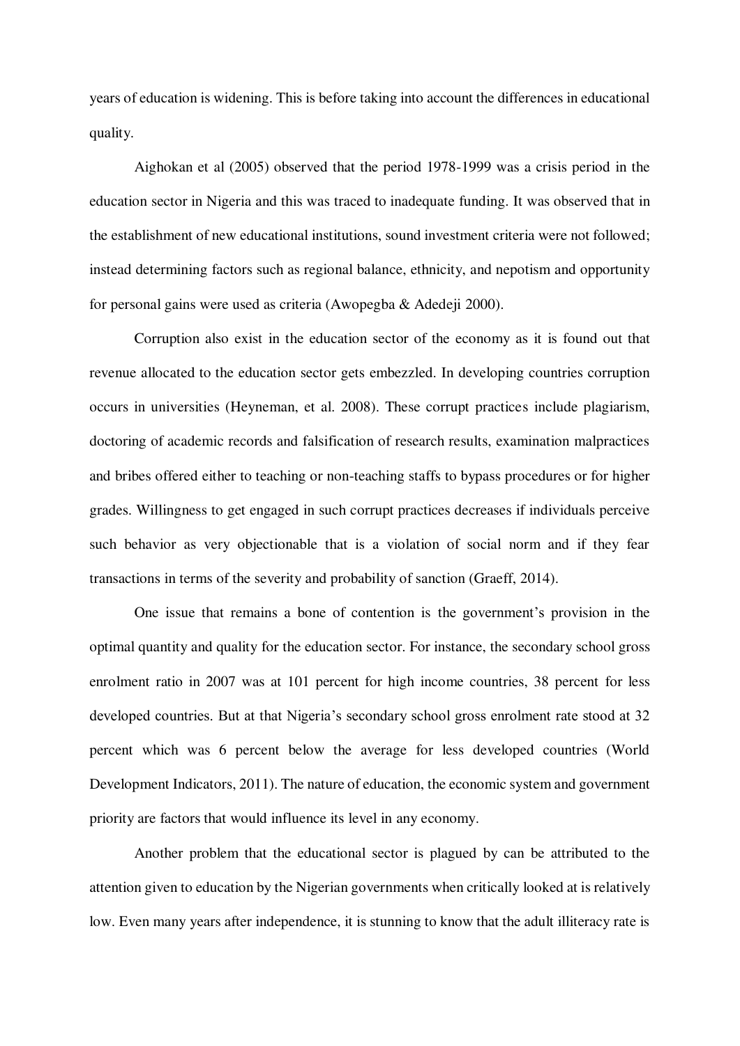years of education is widening. This is before taking into account the differences in educational quality.

Aighokan et al (2005) observed that the period 1978-1999 was a crisis period in the education sector in Nigeria and this was traced to inadequate funding. It was observed that in the establishment of new educational institutions, sound investment criteria were not followed; instead determining factors such as regional balance, ethnicity, and nepotism and opportunity for personal gains were used as criteria (Awopegba & Adedeji 2000).

Corruption also exist in the education sector of the economy as it is found out that revenue allocated to the education sector gets embezzled. In developing countries corruption occurs in universities (Heyneman, et al. 2008). These corrupt practices include plagiarism, doctoring of academic records and falsification of research results, examination malpractices and bribes offered either to teaching or non-teaching staffs to bypass procedures or for higher grades. Willingness to get engaged in such corrupt practices decreases if individuals perceive such behavior as very objectionable that is a violation of social norm and if they fear transactions in terms of the severity and probability of sanction (Graeff, 2014).

One issue that remains a bone of contention is the government's provision in the optimal quantity and quality for the education sector. For instance, the secondary school gross enrolment ratio in 2007 was at 101 percent for high income countries, 38 percent for less developed countries. But at that Nigeria's secondary school gross enrolment rate stood at 32 percent which was 6 percent below the average for less developed countries (World Development Indicators, 2011). The nature of education, the economic system and government priority are factors that would influence its level in any economy.

Another problem that the educational sector is plagued by can be attributed to the attention given to education by the Nigerian governments when critically looked at is relatively low. Even many years after independence, it is stunning to know that the adult illiteracy rate is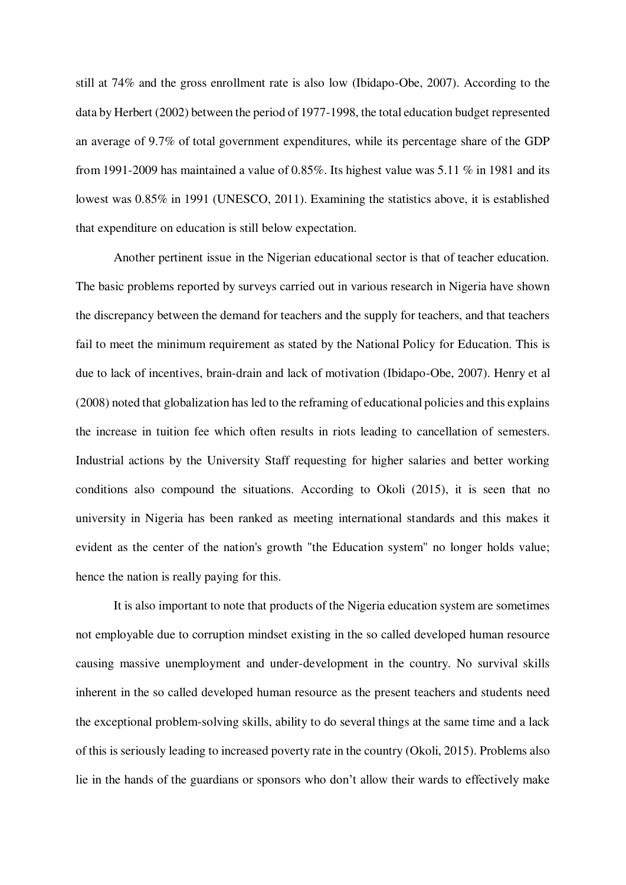still at 74% and the gross enrollment rate is also low (Ibidapo-Obe, 2007). According to the data by Herbert (2002) between the period of 1977-1998, the total education budget represented an average of 9.7% of total government expenditures, while its percentage share of the GDP from 1991-2009 has maintained a value of 0.85%. Its highest value was 5.11 % in 1981 and its lowest was 0.85% in 1991 (UNESCO, 2011). Examining the statistics above, it is established that expenditure on education is still below expectation.

Another pertinent issue in the Nigerian educational sector is that of teacher education. The basic problems reported by surveys carried out in various research in Nigeria have shown the discrepancy between the demand for teachers and the supply for teachers, and that teachers fail to meet the minimum requirement as stated by the National Policy for Education. This is due to lack of incentives, brain-drain and lack of motivation (Ibidapo-Obe, 2007). Henry et al (2008) noted that globalization has led to the reframing of educational policies and this explains the increase in tuition fee which often results in riots leading to cancellation of semesters. Industrial actions by the University Staff requesting for higher salaries and better working conditions also compound the situations. According to Okoli (2015), it is seen that no university in Nigeria has been ranked as meeting international standards and this makes it evident as the center of the nation's growth "the Education system" no longer holds value; hence the nation is really paying for this.

It is also important to note that products of the Nigeria education system are sometimes not employable due to corruption mindset existing in the so called developed human resource causing massive unemployment and under-development in the country. No survival skills inherent in the so called developed human resource as the present teachers and students need the exceptional problem-solving skills, ability to do several things at the same time and a lack of this is seriously leading to increased poverty rate in the country (Okoli, 2015). Problems also lie in the hands of the guardians or sponsors who don't allow their wards to effectively make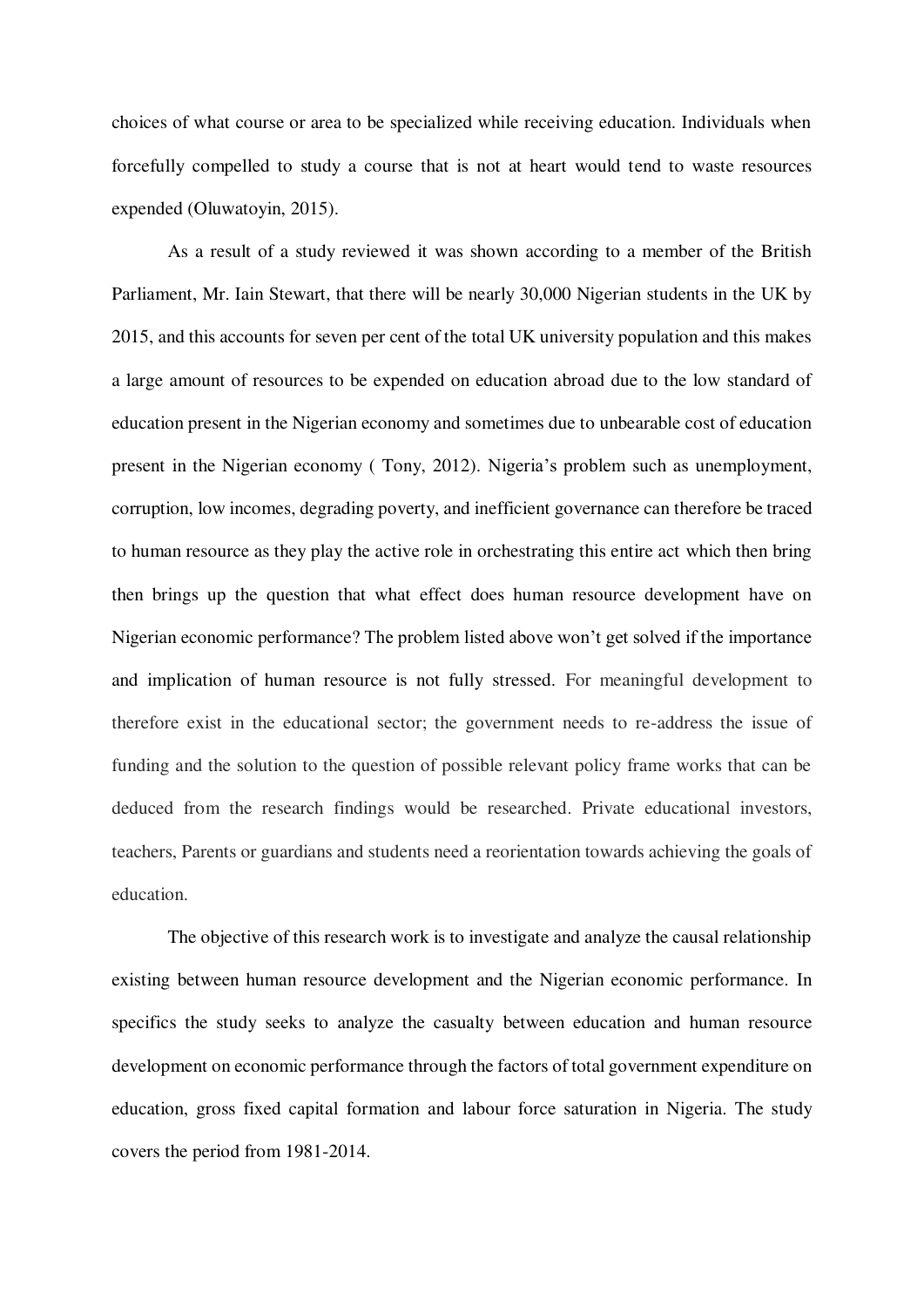choices of what course or area to be specialized while receiving education. Individuals when forcefully compelled to study a course that is not at heart would tend to waste resources expended (Oluwatoyin, 2015).

As a result of a study reviewed it was shown according to a member of the British Parliament, Mr. Iain Stewart, that there will be nearly 30,000 Nigerian students in the UK by 2015, and this accounts for seven per cent of the total UK university population and this makes a large amount of resources to be expended on education abroad due to the low standard of education present in the Nigerian economy and sometimes due to unbearable cost of education present in the Nigerian economy ( Tony, 2012). Nigeria's problem such as unemployment, corruption, low incomes, degrading poverty, and inefficient governance can therefore be traced to human resource as they play the active role in orchestrating this entire act which then bring then brings up the question that what effect does human resource development have on Nigerian economic performance? The problem listed above won't get solved if the importance and implication of human resource is not fully stressed. For meaningful development to therefore exist in the educational sector; the government needs to re-address the issue of funding and the solution to the question of possible relevant policy frame works that can be deduced from the research findings would be researched. Private educational investors, teachers, Parents or guardians and students need a reorientation towards achieving the goals of education.

The objective of this research work is to investigate and analyze the causal relationship existing between human resource development and the Nigerian economic performance. In specifics the study seeks to analyze the casualty between education and human resource development on economic performance through the factors of total government expenditure on education, gross fixed capital formation and labour force saturation in Nigeria. The study covers the period from 1981-2014.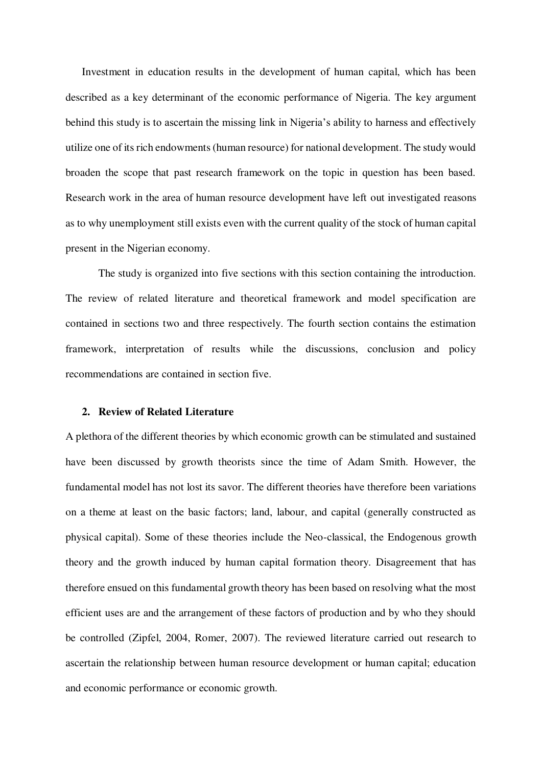Investment in education results in the development of human capital, which has been described as a key determinant of the economic performance of Nigeria. The key argument behind this study is to ascertain the missing link in Nigeria's ability to harness and effectively utilize one of its rich endowments (human resource) for national development. The study would broaden the scope that past research framework on the topic in question has been based. Research work in the area of human resource development have left out investigated reasons as to why unemployment still exists even with the current quality of the stock of human capital present in the Nigerian economy.

The study is organized into five sections with this section containing the introduction. The review of related literature and theoretical framework and model specification are contained in sections two and three respectively. The fourth section contains the estimation framework, interpretation of results while the discussions, conclusion and policy recommendations are contained in section five.

## 2. Review of Related Literature

A plethora of the different theories by which economic growth can be stimulated and sustained have been discussed by growth theorists since the time of Adam Smith. However, the fundamental model has not lost its savor. The different theories have therefore been variations on a theme at least on the basic factors; land, labour, and capital (generally constructed as physical capital). Some of these theories include the Neo-classical, the Endogenous growth theory and the growth induced by human capital formation theory. Disagreement that has therefore ensued on this fundamental growth theory has been based on resolving what the most efficient uses are and the arrangement of these factors of production and by who they should be controlled (Zipfel, 2004, Romer, 2007). The reviewed literature carried out research to ascertain the relationship between human resource development or human capital; education and economic performance or economic growth.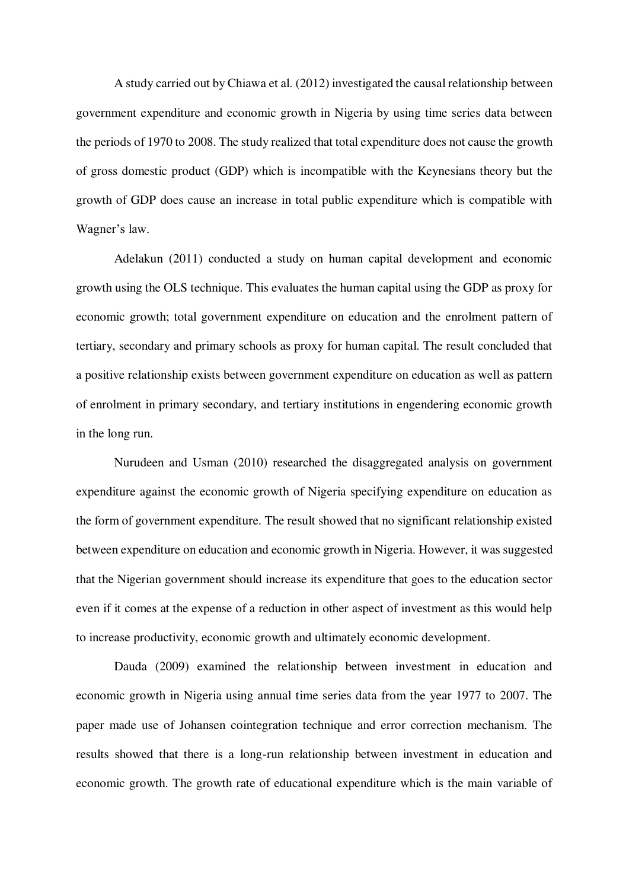A study carried out by Chiawa et al. (2012) investigated the causal relationship between government expenditure and economic growth in Nigeria by using time series data between the periods of 1970 to 2008. The study realized that total expenditure does not cause the growth of gross domestic product (GDP) which is incompatible with the Keynesians theory but the growth of GDP does cause an increase in total public expenditure which is compatible with Wagner's law.

Adelakun (2011) conducted a study on human capital development and economic growth using the OLS technique. This evaluates the human capital using the GDP as proxy for economic growth; total government expenditure on education and the enrolment pattern of tertiary, secondary and primary schools as proxy for human capital. The result concluded that a positive relationship exists between government expenditure on education as well as pattern of enrolment in primary secondary, and tertiary institutions in engendering economic growth in the long run.

Nurudeen and Usman (2010) researched the disaggregated analysis on government expenditure against the economic growth of Nigeria specifying expenditure on education as the form of government expenditure. The result showed that no significant relationship existed between expenditure on education and economic growth in Nigeria. However, it was suggested that the Nigerian government should increase its expenditure that goes to the education sector even if it comes at the expense of a reduction in other aspect of investment as this would help to increase productivity, economic growth and ultimately economic development.

Dauda (2009) examined the relationship between investment in education and economic growth in Nigeria using annual time series data from the year 1977 to 2007. The paper made use of Johansen cointegration technique and error correction mechanism. The results showed that there is a long-run relationship between investment in education and economic growth. The growth rate of educational expenditure which is the main variable of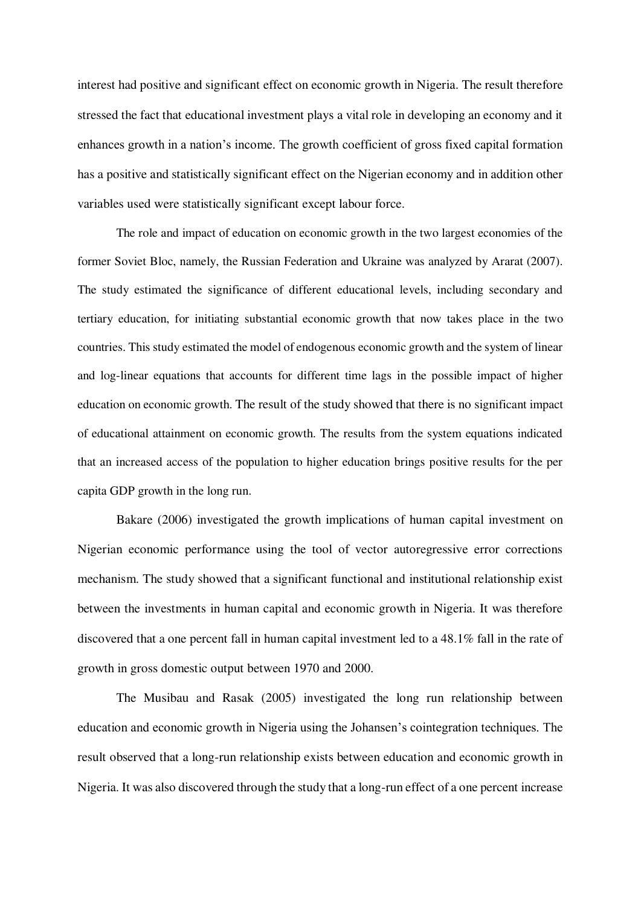interest had positive and significant effect on economic growth in Nigeria. The result therefore stressed the fact that educational investment plays a vital role in developing an economy and it enhances growth in a nation's income. The growth coefficient of gross fixed capital formation has a positive and statistically significant effect on the Nigerian economy and in addition other variables used were statistically significant except labour force.

The role and impact of education on economic growth in the two largest economies of the former Soviet Bloc, namely, the Russian Federation and Ukraine was analyzed by Ararat (2007). The study estimated the significance of different educational levels, including secondary and tertiary education, for initiating substantial economic growth that now takes place in the two countries. This study estimated the model of endogenous economic growth and the system of linear and log-linear equations that accounts for different time lags in the possible impact of higher education on economic growth. The result of the study showed that there is no significant impact of educational attainment on economic growth. The results from the system equations indicated that an increased access of the population to higher education brings positive results for the per capita GDP growth in the long run.

Bakare (2006) investigated the growth implications of human capital investment on Nigerian economic performance using the tool of vector autoregressive error corrections mechanism. The study showed that a significant functional and institutional relationship exist between the investments in human capital and economic growth in Nigeria. It was therefore discovered that a one percent fall in human capital investment led to a 48.1% fall in the rate of growth in gross domestic output between 1970 and 2000.

The Musibau and Rasak (2005) investigated the long run relationship between education and economic growth in Nigeria using the Johansen's cointegration techniques. The result observed that a long-run relationship exists between education and economic growth in Nigeria. It was also discovered through the study that a long-run effect of a one percent increase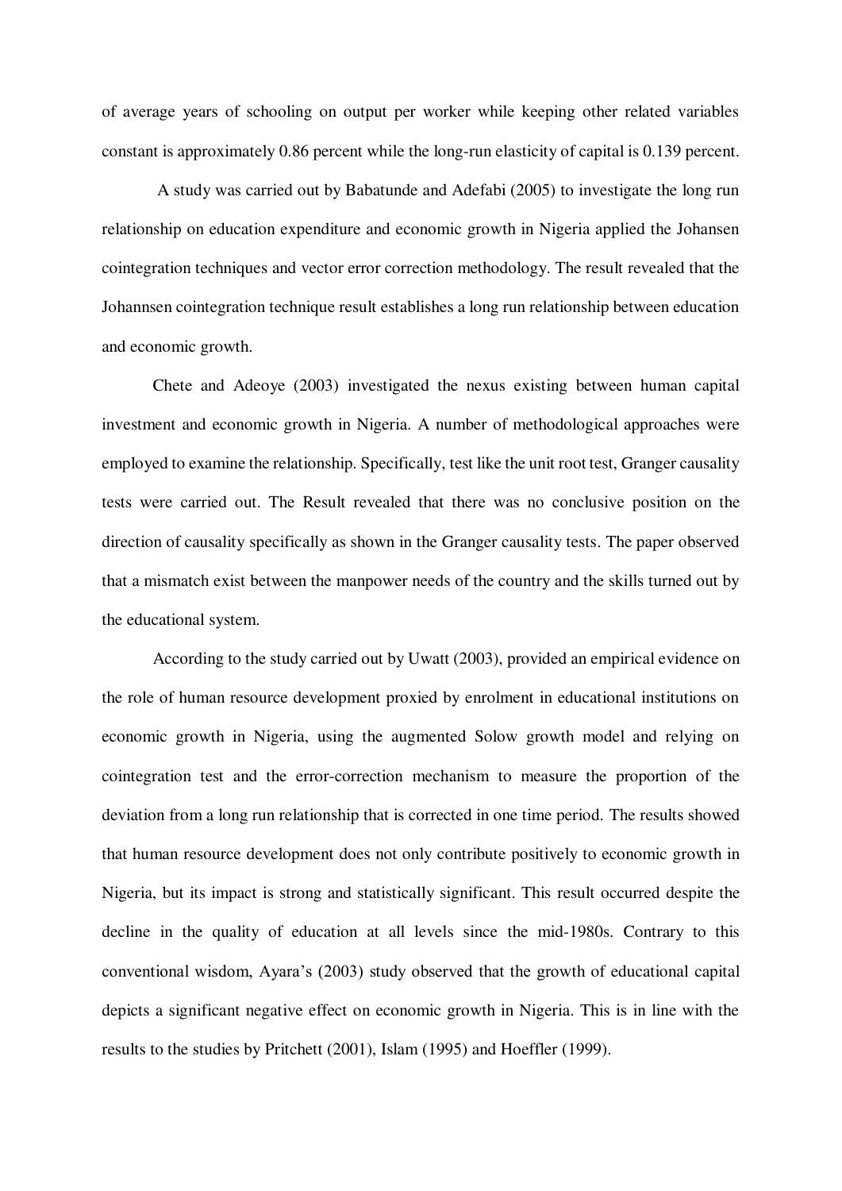of average years of schooling on output per worker while keeping other related variables constant is approximately 0.86 percent while the long-run elasticity of capital is 0.139 percent.

A study was carried out by Babatunde and Adefabi (2005) to investigate the long run relationship on education expenditure and economic growth in Nigeria applied the Johansen cointegration techniques and vector error correction methodology. The result revealed that the Johannsen cointegration technique result establishes a long run relationship between education and economic growth.

Chete and Adeoye (2003) investigated the nexus existing between human capital investment and economic growth in Nigeria. A number of methodological approaches were employed to examine the relationship. Specifically, test like the unit root test, Granger causality tests were carried out. The Result revealed that there was no conclusive position on the direction of causality specifically as shown in the Granger causality tests. The paper observed that a mismatch exist between the manpower needs of the country and the skills turned out by the educational system.

According to the study carried out by Uwatt (2003), provided an empirical evidence on the role of human resource development proxied by enrolment in educational institutions on economic growth in Nigeria, using the augmented Solow growth model and relying on cointegration test and the error-correction mechanism to measure the proportion of the deviation from a long run relationship that is corrected in one time period. The results showed that human resource development does not only contribute positively to economic growth in Nigeria, but its impact is strong and statistically significant. This result occurred despite the decline in the quality of education at all levels since the mid-1980s. Contrary to this conventional wisdom, Ayara's (2003) study observed that the growth of educational capital depicts a significant negative effect on economic growth in Nigeria. This is in line with the results to the studies by Pritchett (2001), Islam (1995) and Hoeffler (1999).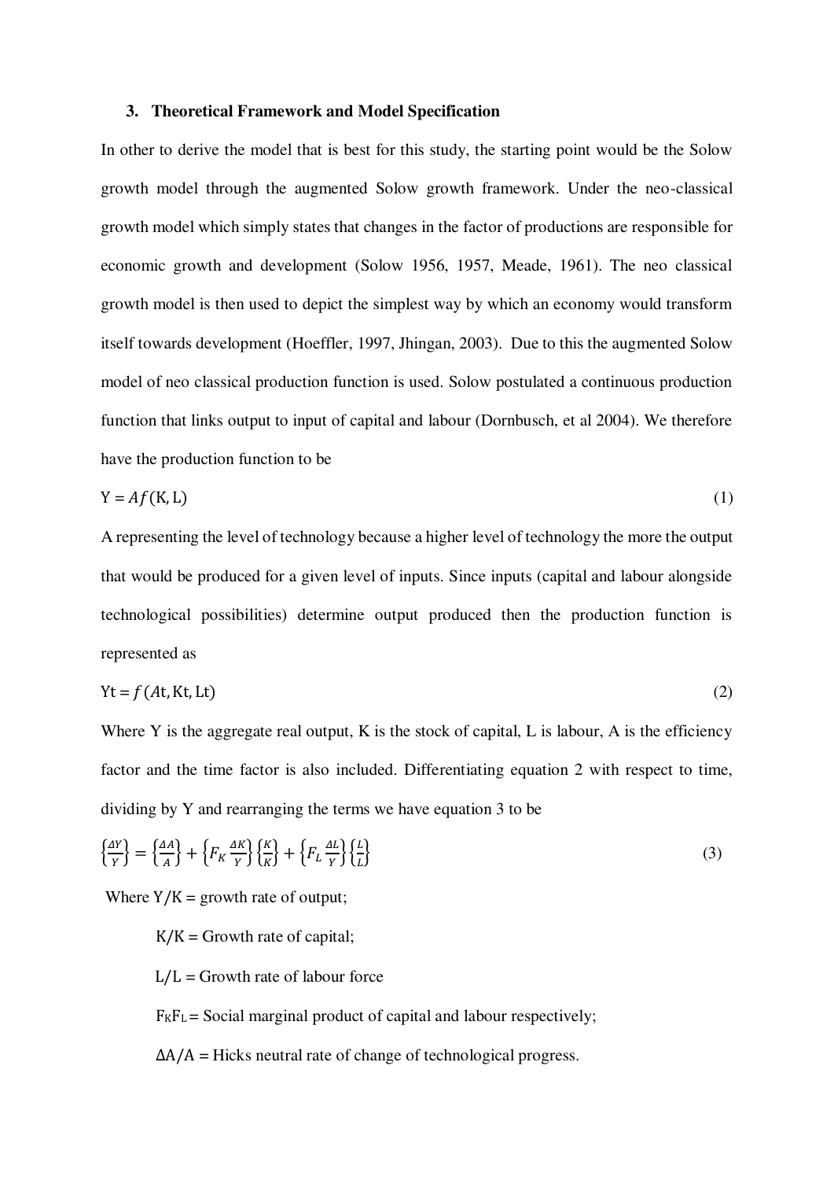### 3. Theoretical Framework and Model Specification

In other to derive the model that is best for this study, the starting point would be the Solow growth model through the augmented Solow growth framework. Under the neo-classical growth model which simply states that changes in the factor of productions are responsible for economic growth and development (Solow 1956, 1957, Meade, 1961). The neo classical growth model is then used to depict the simplest way by which an economy would transform itself towards development (Hoeffler, 1997, Jhingan, 2003). Due to this the augmented Solow model of neo classical production function is used. Solow postulated a continuous production function that links output to input of capital and labour (Dornbusch, et al 2004). We therefore have the production function to be

$$\mathrm{Y} = Af(\mathrm{K}, \mathrm{L}) \tag{1}$$

A representing the level of technology because a higher level of technology the more the output that would be produced for a given level of inputs. Since inputs (capital and labour alongside technological possibilities) determine output produced then the production function is represented as

$$\mathrm{Yt} = f(A\mathrm{t}, \mathrm{Kt}, \mathrm{Lt}) \tag{2}$$

Where Y is the aggregate real output, K is the stock of capital, L is labour, A is the efficiency factor and the time factor is also included. Differentiating equation 2 with respect to time, dividing by Y and rearranging the terms we have equation 3 to be

$$\left\{\frac{\Delta Y}{Y}\right\} = \left\{\frac{\Delta A}{A}\right\} + \left\{F_K \frac{\Delta K}{Y}\right\}\left\{\frac{K}{K}\right\} + \left\{F_L \frac{\Delta L}{Y}\right\}\left\{\frac{L}{L}\right\} \tag{3}$$

Where $\mathrm{Y}/\mathrm{K}$ = growth rate of output;

$\mathrm{K}/\mathrm{K}$ = Growth rate of capital;

$\mathrm{L}/\mathrm{L}$ = Growth rate of labour force

$F_K F_L$ = Social marginal product of capital and labour respectively;

$\Delta\mathrm{A}/\mathrm{A}$ = Hicks neutral rate of change of technological progress.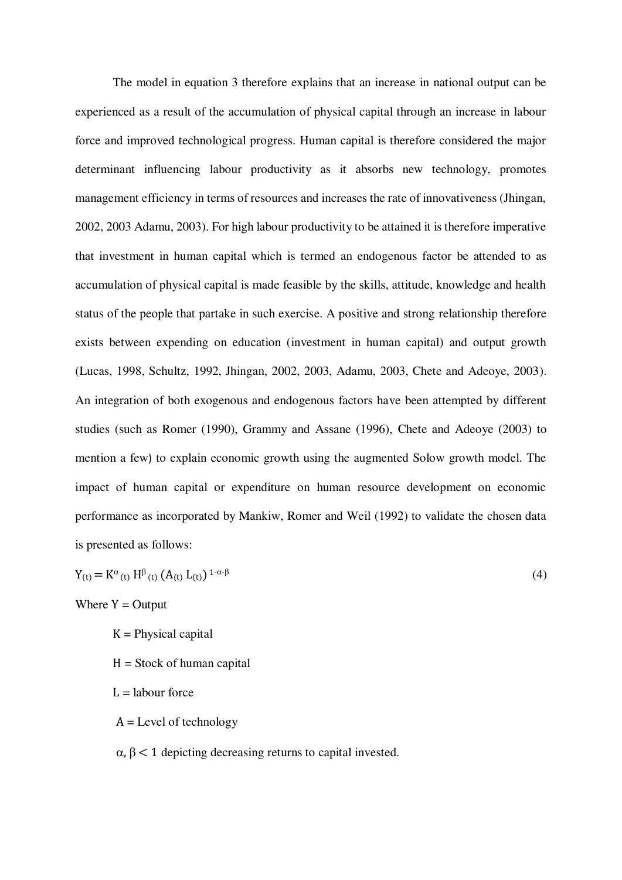The model in equation 3 therefore explains that an increase in national output can be experienced as a result of the accumulation of physical capital through an increase in labour force and improved technological progress. Human capital is therefore considered the major determinant influencing labour productivity as it absorbs new technology, promotes management efficiency in terms of resources and increases the rate of innovativeness (Jhingan, 2002, 2003 Adamu, 2003). For high labour productivity to be attained it is therefore imperative that investment in human capital which is termed an endogenous factor be attended to as accumulation of physical capital is made feasible by the skills, attitude, knowledge and health status of the people that partake in such exercise. A positive and strong relationship therefore exists between expending on education (investment in human capital) and output growth (Lucas, 1998, Schultz, 1992, Jhingan, 2002, 2003, Adamu, 2003, Chete and Adeoye, 2003). An integration of both exogenous and endogenous factors have been attempted by different studies (such as Romer (1990), Grammy and Assane (1996), Chete and Adeoye (2003) to mention a few) to explain economic growth using the augmented Solow growth model. The impact of human capital or expenditure on human resource development on economic performance as incorporated by Mankiw, Romer and Weil (1992) to validate the chosen data is presented as follows:

$$Y_{(t)} = K^{\alpha}_{(t)} H^{\beta}_{(t)} (A_{(t)} L_{(t)})^{1-\alpha-\beta} \tag{4}$$

Where Y = Output

K = Physical capital

H = Stock of human capital

L = labour force

A = Level of technology

$\alpha, \beta < 1$ depicting decreasing returns to capital invested.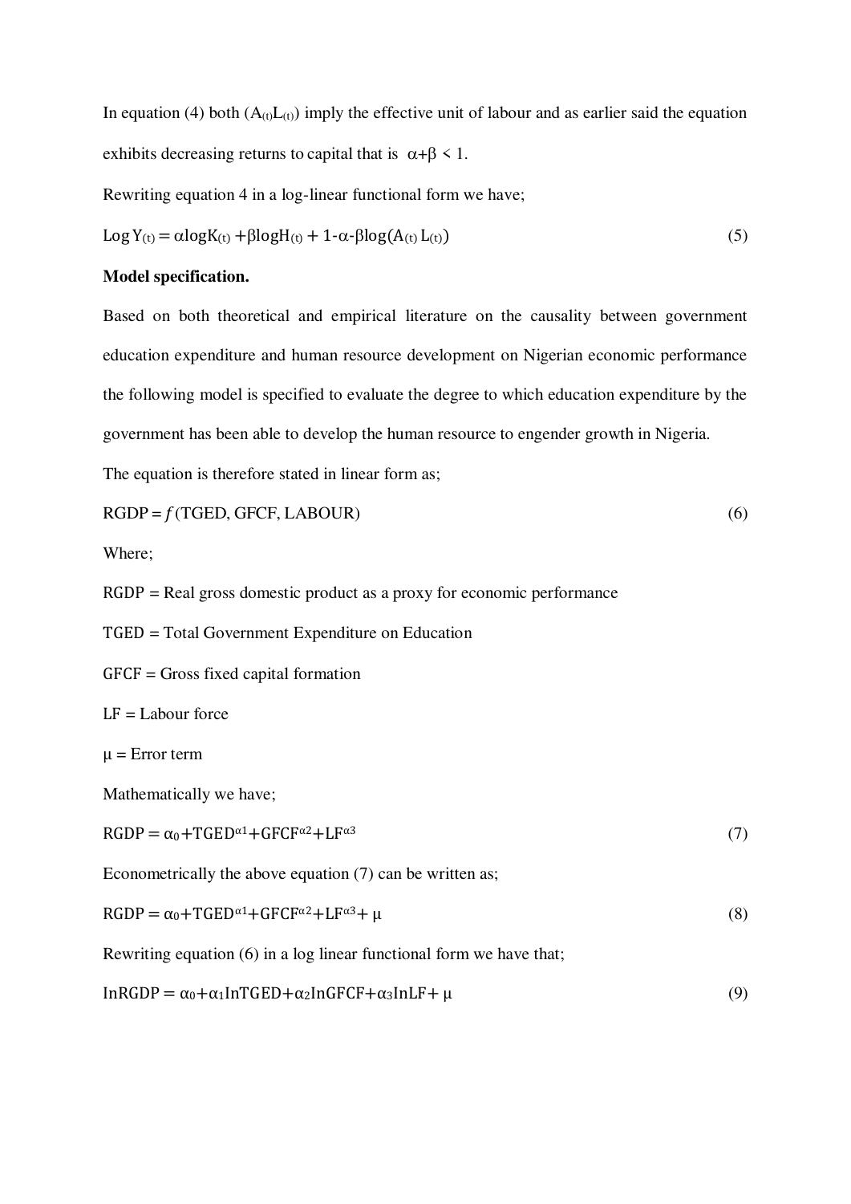In equation (4) both ($A_{(t)}L_{(t)}$) imply the effective unit of labour and as earlier said the equation exhibits decreasing returns to capital that is $\alpha+\beta < 1$.

Rewriting equation 4 in a log-linear functional form we have;

$$\text{Log } Y_{(t)} = \alpha \log K_{(t)} + \beta \log H_{(t)} + 1\text{-}\alpha\text{-}\beta \log(A_{(t)} L_{(t)}) \tag{5}$$

**Model specification.**

Based on both theoretical and empirical literature on the causality between government education expenditure and human resource development on Nigerian economic performance the following model is specified to evaluate the degree to which education expenditure by the government has been able to develop the human resource to engender growth in Nigeria.

The equation is therefore stated in linear form as;

$$\text{RGDP} = f\,(\text{TGED, GFCF, LABOUR}) \tag{6}$$

Where;

RGDP = Real gross domestic product as a proxy for economic performance

TGED = Total Government Expenditure on Education

GFCF = Gross fixed capital formation

LF = Labour force

$\mu$ = Error term

Mathematically we have;

$$\text{RGDP} = \alpha_0 + \text{TGED}^{\alpha 1} + \text{GFCF}^{\alpha 2} + \text{LF}^{\alpha 3} \tag{7}$$

Econometrically the above equation (7) can be written as;

$$\text{RGDP} = \alpha_0 + \text{TGED}^{\alpha 1} + \text{GFCF}^{\alpha 2} + \text{LF}^{\alpha 3} + \mu \tag{8}$$

Rewriting equation (6) in a log linear functional form we have that;

$$\text{InRGDP} = \alpha_0 + \alpha_1 \text{InTGED} + \alpha_2 \text{InGFCF} + \alpha_3 \text{InLF} + \mu \tag{9}$$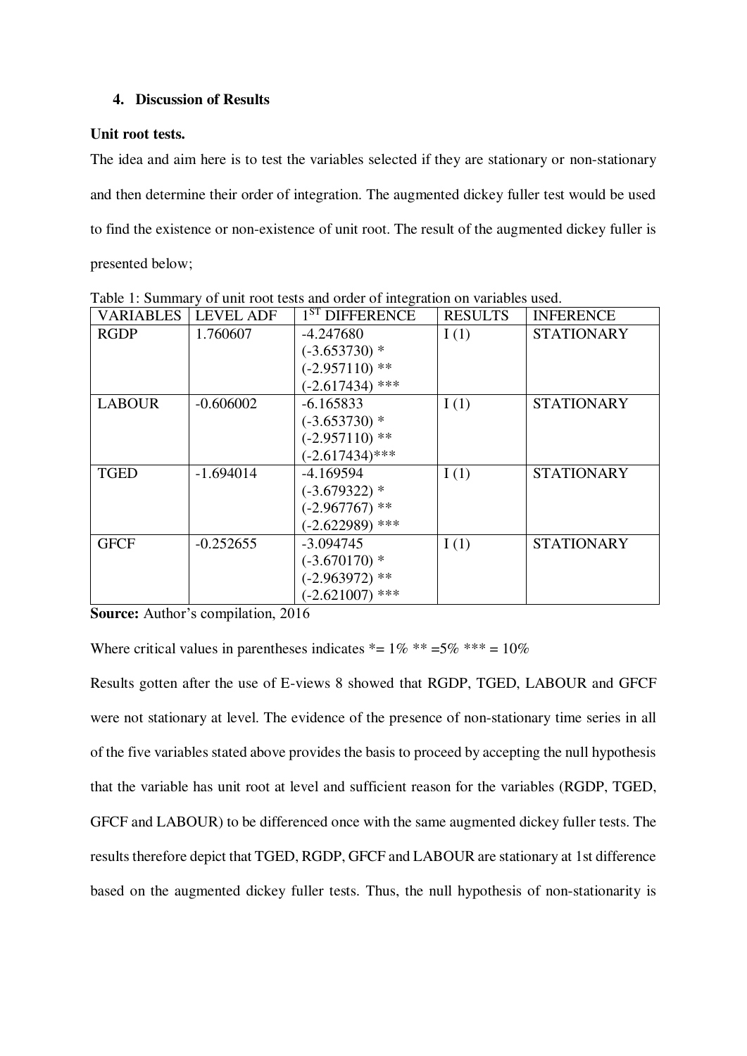## 4. Discussion of Results

**Unit root tests.**

The idea and aim here is to test the variables selected if they are stationary or non-stationary and then determine their order of integration. The augmented dickey fuller test would be used to find the existence or non-existence of unit root. The result of the augmented dickey fuller is presented below;

Table 1: Summary of unit root tests and order of integration on variables used.

| VARIABLES | LEVEL ADF | 1ST DIFFERENCE | RESULTS | INFERENCE |
|---|---|---|---|---|
| RGDP | 1.760607 | -4.247680<br>(-3.653730) *<br>(-2.957110) **<br>(-2.617434) *** | I (1) | STATIONARY |
| LABOUR | -0.606002 | -6.165833<br>(-3.653730) *<br>(-2.957110) **<br>(-2.617434)*** | I (1) | STATIONARY |
| TGED | -1.694014 | -4.169594<br>(-3.679322) *<br>(-2.967767) **<br>(-2.622989) *** | I (1) | STATIONARY |
| GFCF | -0.252655 | -3.094745<br>(-3.670170) *<br>(-2.963972) **<br>(-2.621007) *** | I (1) | STATIONARY |

**Source:** Author's compilation, 2016

Where critical values in parentheses indicates *= 1% ** =5% *** = 10%

Results gotten after the use of E-views 8 showed that RGDP, TGED, LABOUR and GFCF were not stationary at level. The evidence of the presence of non-stationary time series in all of the five variables stated above provides the basis to proceed by accepting the null hypothesis that the variable has unit root at level and sufficient reason for the variables (RGDP, TGED, GFCF and LABOUR) to be differenced once with the same augmented dickey fuller tests. The results therefore depict that TGED, RGDP, GFCF and LABOUR are stationary at 1st difference based on the augmented dickey fuller tests. Thus, the null hypothesis of non-stationarity is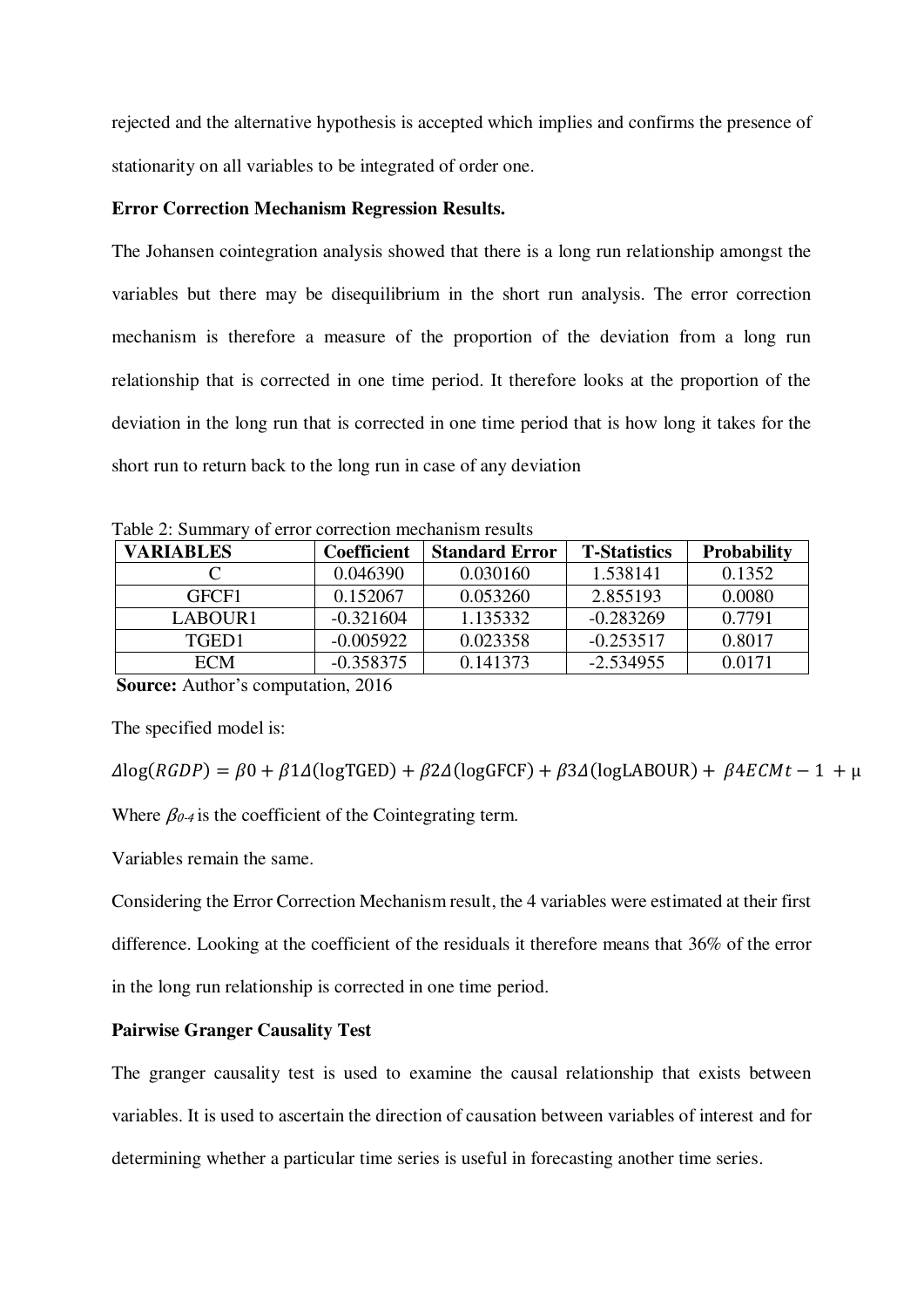rejected and the alternative hypothesis is accepted which implies and confirms the presence of stationarity on all variables to be integrated of order one.

**Error Correction Mechanism Regression Results.**

The Johansen cointegration analysis showed that there is a long run relationship amongst the variables but there may be disequilibrium in the short run analysis. The error correction mechanism is therefore a measure of the proportion of the deviation from a long run relationship that is corrected in one time period. It therefore looks at the proportion of the deviation in the long run that is corrected in one time period that is how long it takes for the short run to return back to the long run in case of any deviation

Table 2: Summary of error correction mechanism results

| VARIABLES | Coefficient | Standard Error | T-Statistics | Probability |
|---|---|---|---|---|
| C | 0.046390 | 0.030160 | 1.538141 | 0.1352 |
| GFCF1 | 0.152067 | 0.053260 | 2.855193 | 0.0080 |
| LABOUR1 | -0.321604 | 1.135332 | -0.283269 | 0.7791 |
| TGED1 | -0.005922 | 0.023358 | -0.253517 | 0.8017 |
| ECM | -0.358375 | 0.141373 | -2.534955 | 0.0171 |

**Source:** Author's computation, 2016

The specified model is:

$$\Delta \log(RGDP) = \beta 0 + \beta 1\Delta(\log\text{TGED}) + \beta 2\Delta(\log\text{GFCF}) + \beta 3\Delta(\log\text{LABOUR}) + \beta 4ECMt - 1 + \mu$$

Where $\beta_{0\text{-}4}$ is the coefficient of the Cointegrating term.

Variables remain the same.

Considering the Error Correction Mechanism result, the 4 variables were estimated at their first difference. Looking at the coefficient of the residuals it therefore means that 36% of the error in the long run relationship is corrected in one time period.

**Pairwise Granger Causality Test**

The granger causality test is used to examine the causal relationship that exists between variables. It is used to ascertain the direction of causation between variables of interest and for determining whether a particular time series is useful in forecasting another time series.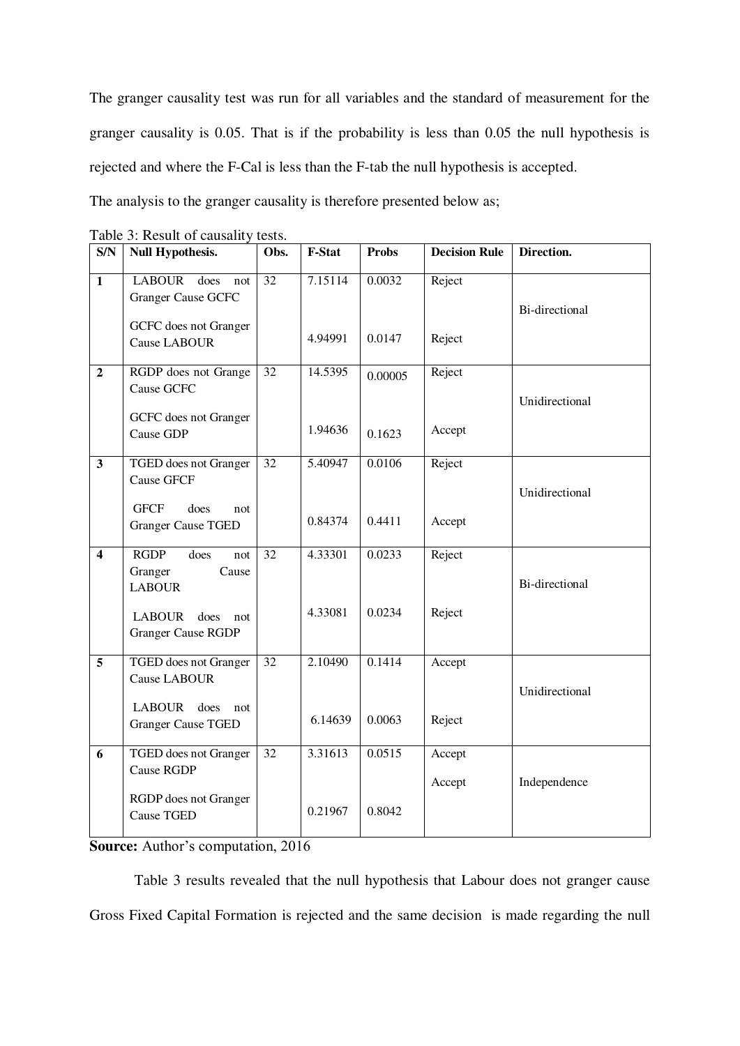The granger causality test was run for all variables and the standard of measurement for the granger causality is 0.05. That is if the probability is less than 0.05 the null hypothesis is rejected and where the F-Cal is less than the F-tab the null hypothesis is accepted.

The analysis to the granger causality is therefore presented below as;

Table 3: Result of causality tests.

| S/N | Null Hypothesis. | Obs. | F-Stat | Probs | Decision Rule | Direction. |
|---|---|---|---|---|---|---|
| **1** | LABOUR does not Granger Cause GCFC | 32 | 7.15114 | 0.0032 | Reject | Bi-directional |
| | GCFC does not Granger Cause LABOUR | | 4.94991 | 0.0147 | Reject | |
| **2** | RGDP does not Grange Cause GCFC | 32 | 14.5395 | 0.00005 | Reject | Unidirectional |
| | GCFC does not Granger Cause GDP | | 1.94636 | 0.1623 | Accept | |
| **3** | TGED does not Granger Cause GFCF | 32 | 5.40947 | 0.0106 | Reject | Unidirectional |
| | GFCF does not Granger Cause TGED | | 0.84374 | 0.4411 | Accept | |
| **4** | RGDP does not Granger Cause LABOUR | 32 | 4.33301 | 0.0233 | Reject | Bi-directional |
| | LABOUR does not Granger Cause RGDP | | 4.33081 | 0.0234 | Reject | |
| **5** | TGED does not Granger Cause LABOUR | 32 | 2.10490 | 0.1414 | Accept | Unidirectional |
| | LABOUR does not Granger Cause TGED | | 6.14639 | 0.0063 | Reject | |
| **6** | TGED does not Granger Cause RGDP | 32 | 3.31613 | 0.0515 | Accept | Independence |
| | RGDP does not Granger Cause TGED | | 0.21967 | 0.8042 | Accept | |

**Source:** Author's computation, 2016

Table 3 results revealed that the null hypothesis that Labour does not granger cause Gross Fixed Capital Formation is rejected and the same decision is made regarding the null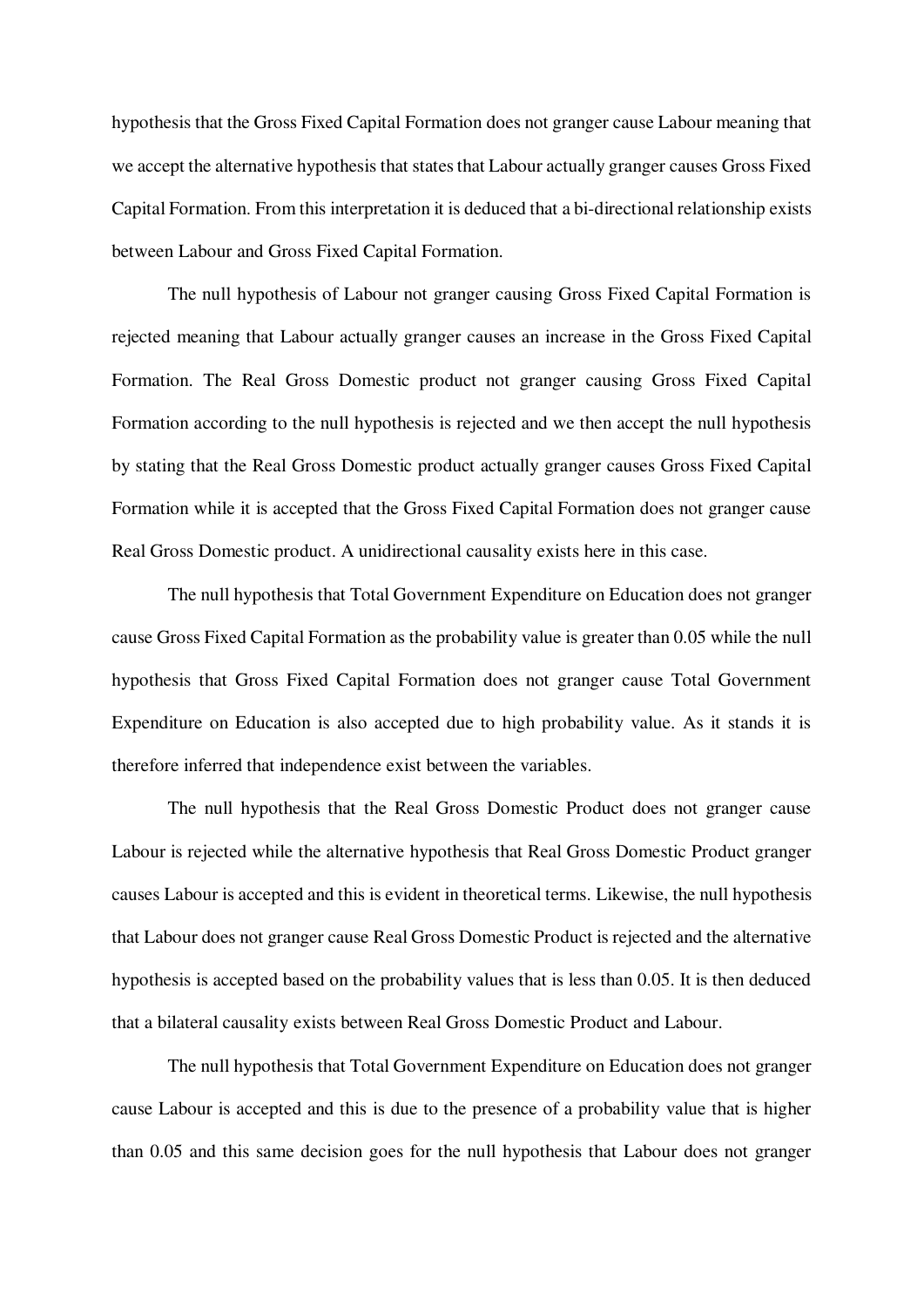hypothesis that the Gross Fixed Capital Formation does not granger cause Labour meaning that we accept the alternative hypothesis that states that Labour actually granger causes Gross Fixed Capital Formation. From this interpretation it is deduced that a bi-directional relationship exists between Labour and Gross Fixed Capital Formation.

The null hypothesis of Labour not granger causing Gross Fixed Capital Formation is rejected meaning that Labour actually granger causes an increase in the Gross Fixed Capital Formation. The Real Gross Domestic product not granger causing Gross Fixed Capital Formation according to the null hypothesis is rejected and we then accept the null hypothesis by stating that the Real Gross Domestic product actually granger causes Gross Fixed Capital Formation while it is accepted that the Gross Fixed Capital Formation does not granger cause Real Gross Domestic product. A unidirectional causality exists here in this case.

The null hypothesis that Total Government Expenditure on Education does not granger cause Gross Fixed Capital Formation as the probability value is greater than 0.05 while the null hypothesis that Gross Fixed Capital Formation does not granger cause Total Government Expenditure on Education is also accepted due to high probability value. As it stands it is therefore inferred that independence exist between the variables.

The null hypothesis that the Real Gross Domestic Product does not granger cause Labour is rejected while the alternative hypothesis that Real Gross Domestic Product granger causes Labour is accepted and this is evident in theoretical terms. Likewise, the null hypothesis that Labour does not granger cause Real Gross Domestic Product is rejected and the alternative hypothesis is accepted based on the probability values that is less than 0.05. It is then deduced that a bilateral causality exists between Real Gross Domestic Product and Labour.

The null hypothesis that Total Government Expenditure on Education does not granger cause Labour is accepted and this is due to the presence of a probability value that is higher than 0.05 and this same decision goes for the null hypothesis that Labour does not granger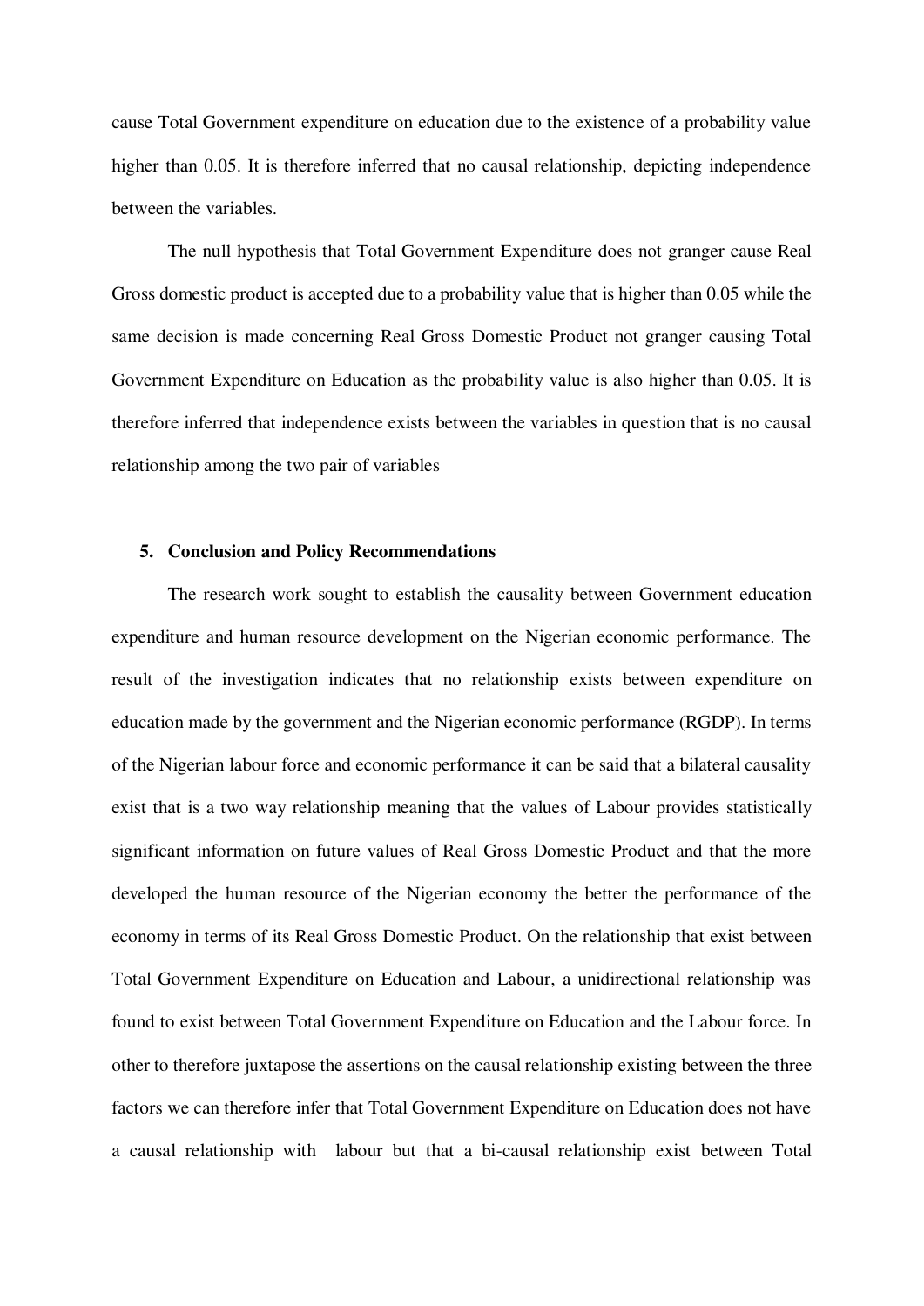cause Total Government expenditure on education due to the existence of a probability value higher than 0.05. It is therefore inferred that no causal relationship, depicting independence between the variables.

The null hypothesis that Total Government Expenditure does not granger cause Real Gross domestic product is accepted due to a probability value that is higher than 0.05 while the same decision is made concerning Real Gross Domestic Product not granger causing Total Government Expenditure on Education as the probability value is also higher than 0.05. It is therefore inferred that independence exists between the variables in question that is no causal relationship among the two pair of variables

## 5. Conclusion and Policy Recommendations

The research work sought to establish the causality between Government education expenditure and human resource development on the Nigerian economic performance. The result of the investigation indicates that no relationship exists between expenditure on education made by the government and the Nigerian economic performance (RGDP). In terms of the Nigerian labour force and economic performance it can be said that a bilateral causality exist that is a two way relationship meaning that the values of Labour provides statistically significant information on future values of Real Gross Domestic Product and that the more developed the human resource of the Nigerian economy the better the performance of the economy in terms of its Real Gross Domestic Product. On the relationship that exist between Total Government Expenditure on Education and Labour, a unidirectional relationship was found to exist between Total Government Expenditure on Education and the Labour force. In other to therefore juxtapose the assertions on the causal relationship existing between the three factors we can therefore infer that Total Government Expenditure on Education does not have a causal relationship with labour but that a bi-causal relationship exist between Total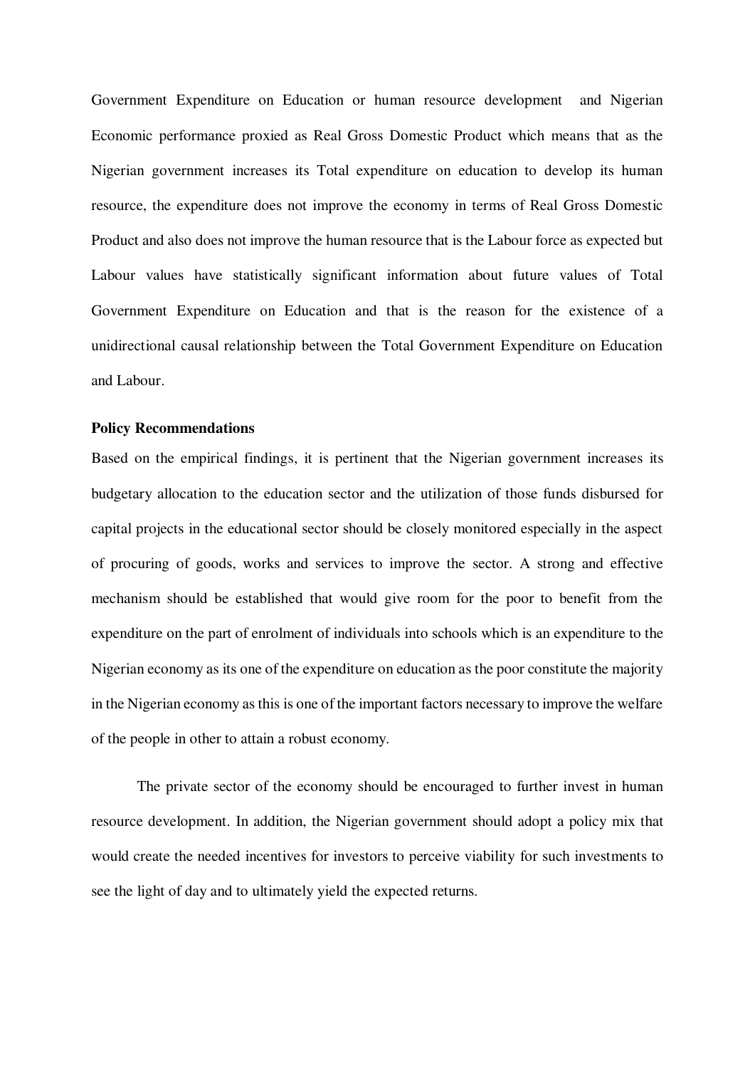Government Expenditure on Education or human resource development and Nigerian Economic performance proxied as Real Gross Domestic Product which means that as the Nigerian government increases its Total expenditure on education to develop its human resource, the expenditure does not improve the economy in terms of Real Gross Domestic Product and also does not improve the human resource that is the Labour force as expected but Labour values have statistically significant information about future values of Total Government Expenditure on Education and that is the reason for the existence of a unidirectional causal relationship between the Total Government Expenditure on Education and Labour.

**Policy Recommendations**

Based on the empirical findings, it is pertinent that the Nigerian government increases its budgetary allocation to the education sector and the utilization of those funds disbursed for capital projects in the educational sector should be closely monitored especially in the aspect of procuring of goods, works and services to improve the sector. A strong and effective mechanism should be established that would give room for the poor to benefit from the expenditure on the part of enrolment of individuals into schools which is an expenditure to the Nigerian economy as its one of the expenditure on education as the poor constitute the majority in the Nigerian economy as this is one of the important factors necessary to improve the welfare of the people in other to attain a robust economy.

The private sector of the economy should be encouraged to further invest in human resource development. In addition, the Nigerian government should adopt a policy mix that would create the needed incentives for investors to perceive viability for such investments to see the light of day and to ultimately yield the expected returns.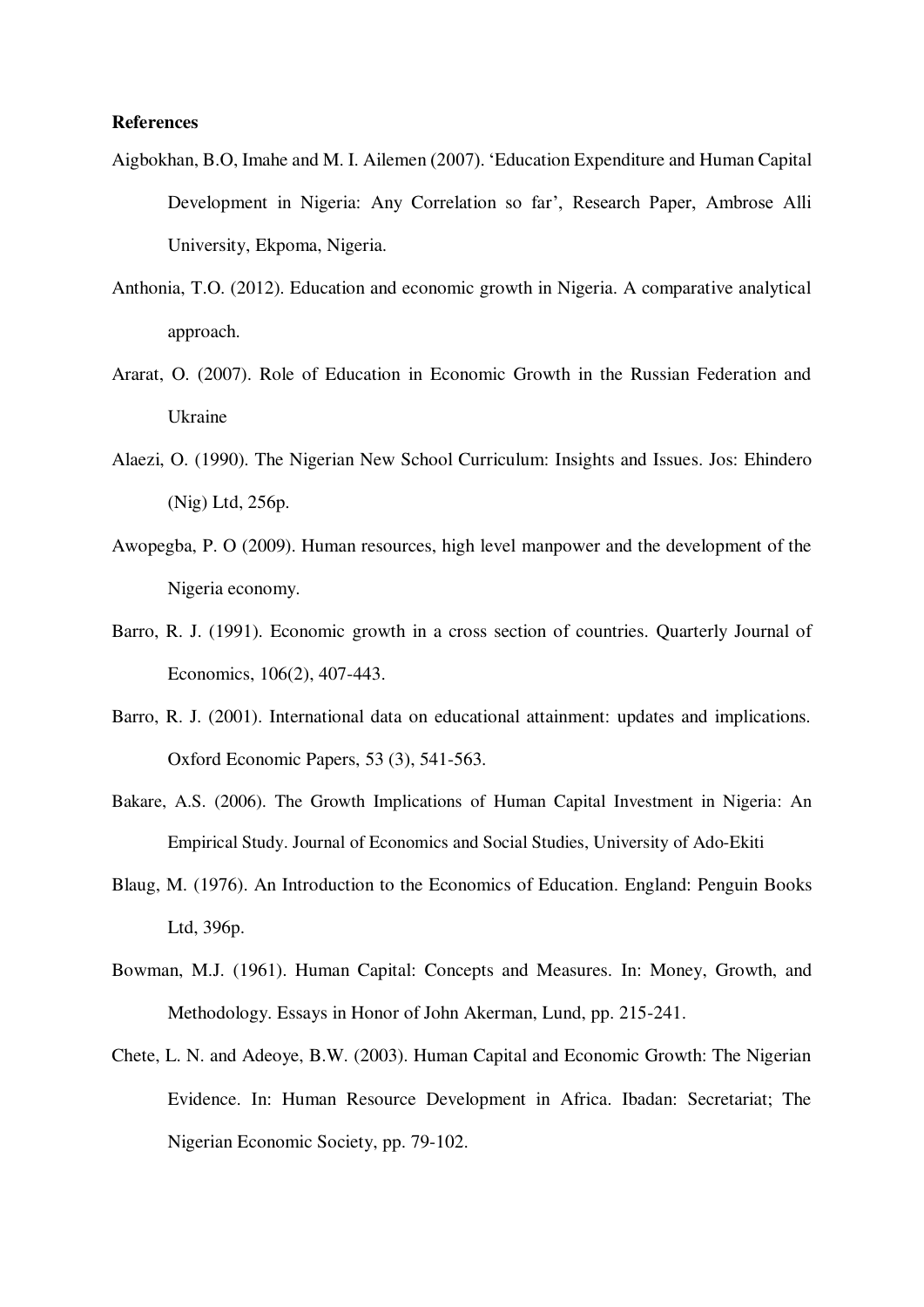**References**

Aigbokhan, B.O, Imahe and M. I. Ailemen (2007). 'Education Expenditure and Human Capital Development in Nigeria: Any Correlation so far', Research Paper, Ambrose Alli University, Ekpoma, Nigeria.

Anthonia, T.O. (2012). Education and economic growth in Nigeria. A comparative analytical approach.

Ararat, O. (2007). Role of Education in Economic Growth in the Russian Federation and Ukraine

Alaezi, O. (1990). The Nigerian New School Curriculum: Insights and Issues. Jos: Ehindero (Nig) Ltd, 256p.

Awopegba, P. O (2009). Human resources, high level manpower and the development of the Nigeria economy.

Barro, R. J. (1991). Economic growth in a cross section of countries. Quarterly Journal of Economics, 106(2), 407-443.

Barro, R. J. (2001). International data on educational attainment: updates and implications. Oxford Economic Papers, 53 (3), 541-563.

Bakare, A.S. (2006). The Growth Implications of Human Capital Investment in Nigeria: An Empirical Study. Journal of Economics and Social Studies, University of Ado-Ekiti

Blaug, M. (1976). An Introduction to the Economics of Education. England: Penguin Books Ltd, 396p.

Bowman, M.J. (1961). Human Capital: Concepts and Measures. In: Money, Growth, and Methodology. Essays in Honor of John Akerman, Lund, pp. 215-241.

Chete, L. N. and Adeoye, B.W. (2003). Human Capital and Economic Growth: The Nigerian Evidence. In: Human Resource Development in Africa. Ibadan: Secretariat; The Nigerian Economic Society, pp. 79-102.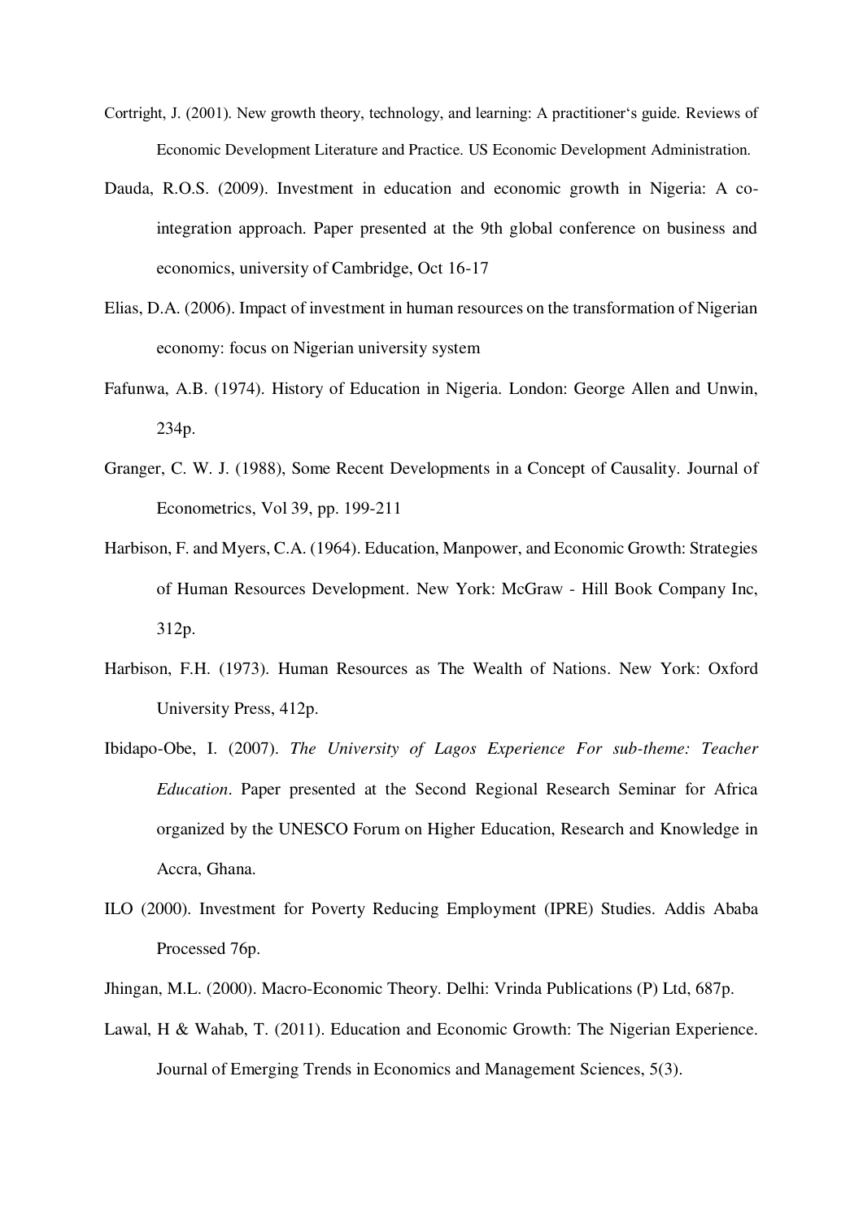Cortright, J. (2001). New growth theory, technology, and learning: A practitioner‘s guide. Reviews of Economic Development Literature and Practice. US Economic Development Administration.

Dauda, R.O.S. (2009). Investment in education and economic growth in Nigeria: A co-integration approach. Paper presented at the 9th global conference on business and economics, university of Cambridge, Oct 16-17

Elias, D.A. (2006). Impact of investment in human resources on the transformation of Nigerian economy: focus on Nigerian university system

Fafunwa, A.B. (1974). History of Education in Nigeria. London: George Allen and Unwin, 234p.

Granger, C. W. J. (1988), Some Recent Developments in a Concept of Causality. Journal of Econometrics, Vol 39, pp. 199-211

Harbison, F. and Myers, C.A. (1964). Education, Manpower, and Economic Growth: Strategies of Human Resources Development. New York: McGraw - Hill Book Company Inc, 312p.

Harbison, F.H. (1973). Human Resources as The Wealth of Nations. New York: Oxford University Press, 412p.

Ibidapo-Obe, I. (2007). *The University of Lagos Experience For sub-theme: Teacher Education*. Paper presented at the Second Regional Research Seminar for Africa organized by the UNESCO Forum on Higher Education, Research and Knowledge in Accra, Ghana.

ILO (2000). Investment for Poverty Reducing Employment (IPRE) Studies. Addis Ababa Processed 76p.

Jhingan, M.L. (2000). Macro-Economic Theory. Delhi: Vrinda Publications (P) Ltd, 687p.

Lawal, H & Wahab, T. (2011). Education and Economic Growth: The Nigerian Experience. Journal of Emerging Trends in Economics and Management Sciences, 5(3).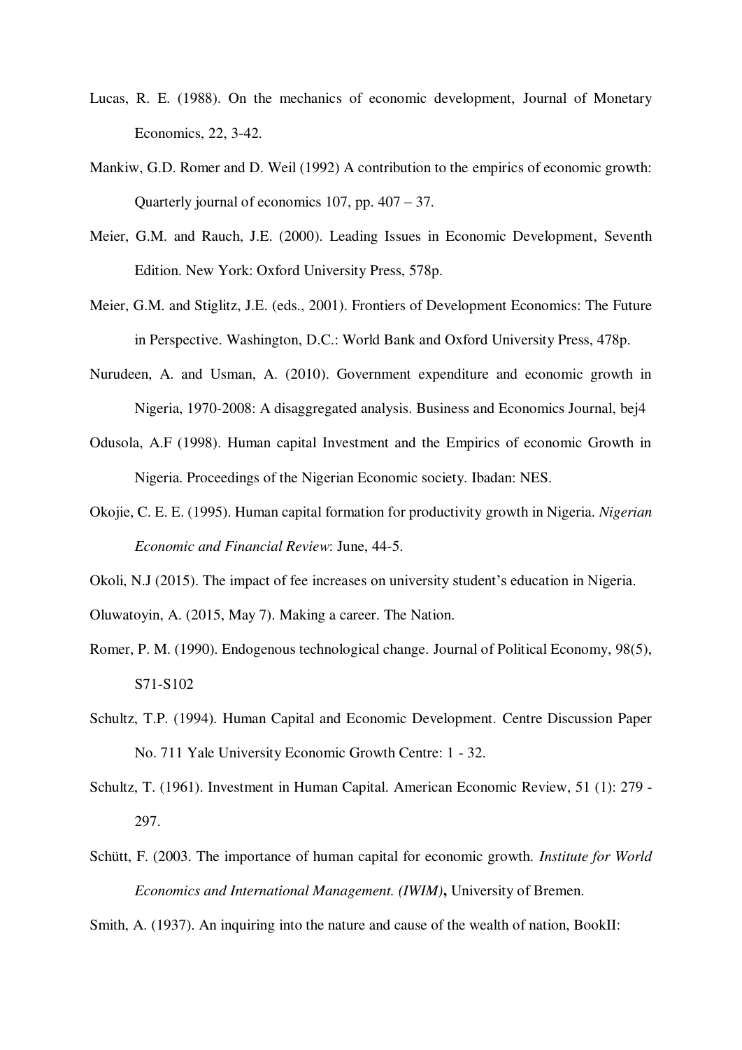Lucas, R. E. (1988). On the mechanics of economic development, Journal of Monetary Economics, 22, 3-42.

Mankiw, G.D. Romer and D. Weil (1992) A contribution to the empirics of economic growth: Quarterly journal of economics 107, pp. 407 – 37.

Meier, G.M. and Rauch, J.E. (2000). Leading Issues in Economic Development, Seventh Edition. New York: Oxford University Press, 578p.

Meier, G.M. and Stiglitz, J.E. (eds., 2001). Frontiers of Development Economics: The Future in Perspective. Washington, D.C.: World Bank and Oxford University Press, 478p.

Nurudeen, A. and Usman, A. (2010). Government expenditure and economic growth in Nigeria, 1970-2008: A disaggregated analysis. Business and Economics Journal, bej4

Odusola, A.F (1998). Human capital Investment and the Empirics of economic Growth in Nigeria. Proceedings of the Nigerian Economic society. Ibadan: NES.

Okojie, C. E. E. (1995). Human capital formation for productivity growth in Nigeria. *Nigerian Economic and Financial Review*: June, 44-5.

Okoli, N.J (2015). The impact of fee increases on university student's education in Nigeria.

Oluwatoyin, A. (2015, May 7). Making a career. The Nation.

Romer, P. M. (1990). Endogenous technological change. Journal of Political Economy, 98(5), S71-S102

Schultz, T.P. (1994). Human Capital and Economic Development. Centre Discussion Paper No. 711 Yale University Economic Growth Centre: 1 - 32.

Schultz, T. (1961). Investment in Human Capital. American Economic Review, 51 (1): 279 - 297.

Schütt, F. (2003. The importance of human capital for economic growth. *Institute for World Economics and International Management. (IWIM)***,** University of Bremen.

Smith, A. (1937). An inquiring into the nature and cause of the wealth of nation, BookII: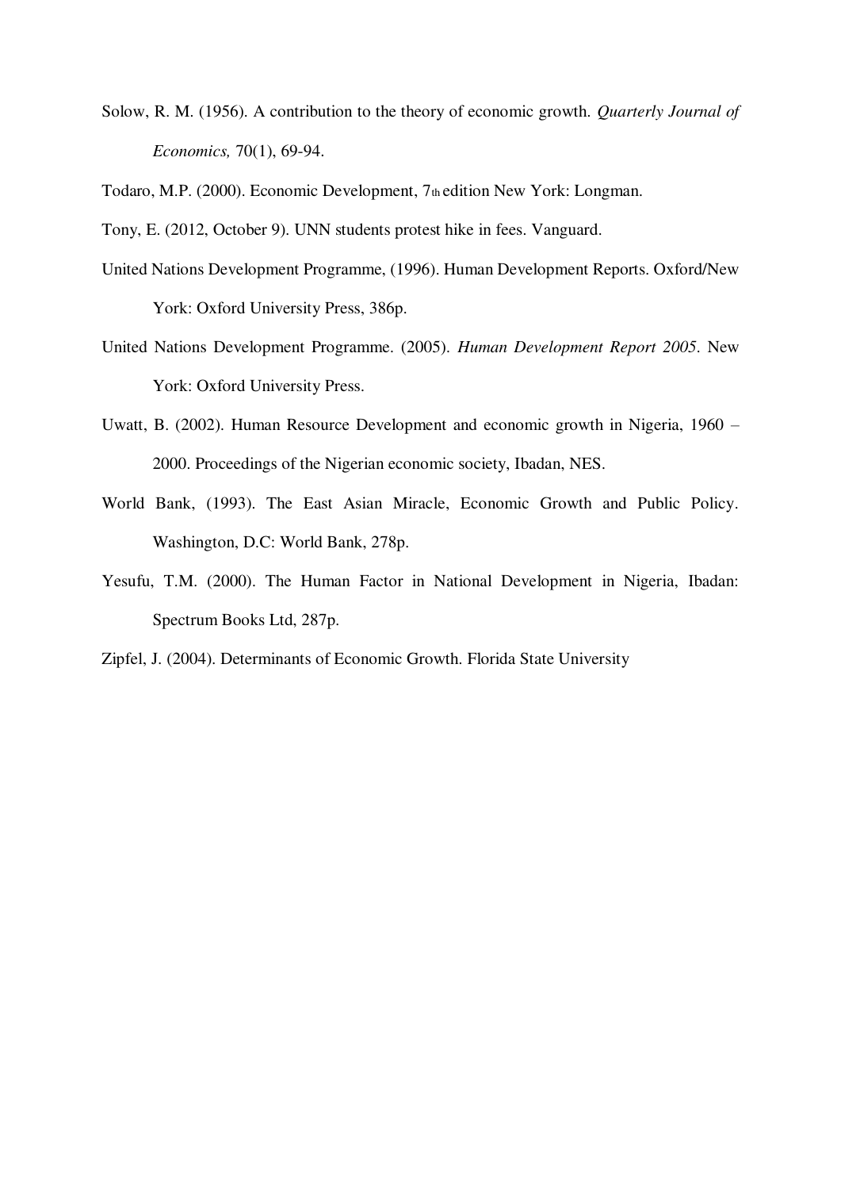Solow, R. M. (1956). A contribution to the theory of economic growth. *Quarterly Journal of Economics,* 70(1), 69-94.

Todaro, M.P. (2000). Economic Development, 7th edition New York: Longman.

Tony, E. (2012, October 9). UNN students protest hike in fees. Vanguard.

United Nations Development Programme, (1996). Human Development Reports. Oxford/New York: Oxford University Press, 386p.

United Nations Development Programme. (2005). *Human Development Report 2005*. New York: Oxford University Press.

Uwatt, B. (2002). Human Resource Development and economic growth in Nigeria, 1960 – 2000. Proceedings of the Nigerian economic society, Ibadan, NES.

World Bank, (1993). The East Asian Miracle, Economic Growth and Public Policy. Washington, D.C: World Bank, 278p.

Yesufu, T.M. (2000). The Human Factor in National Development in Nigeria, Ibadan: Spectrum Books Ltd, 287p.

Zipfel, J. (2004). Determinants of Economic Growth. Florida State University